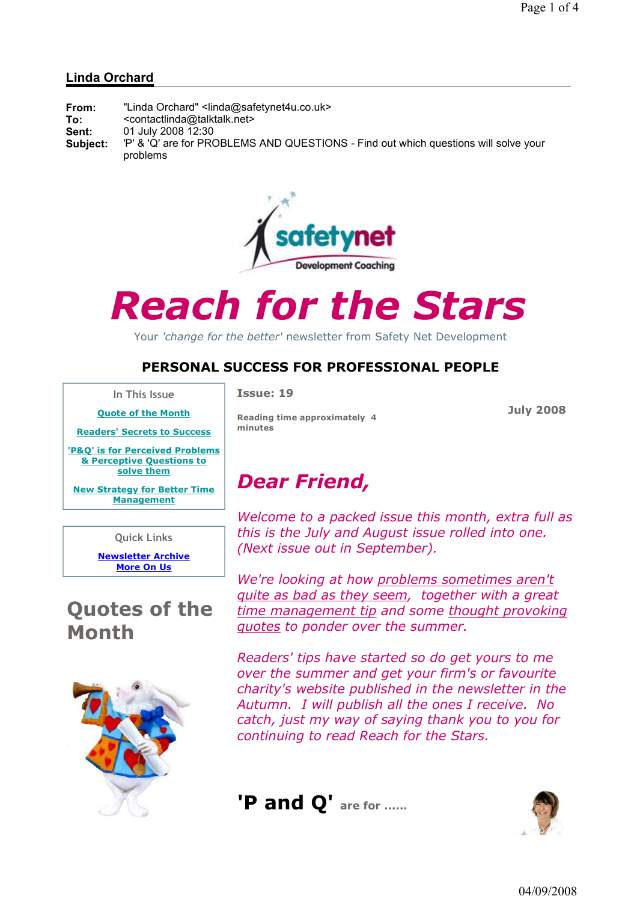## Linda Orchard

**From:** "Linda Orchard" <linda@safetynet4u.co.uk>
**To:** <contactlinda@talktalk.net>
**Sent:** 01 July 2008 12:30
**Subject:** 'P' & 'Q' are for PROBLEMS AND QUESTIONS - Find out which questions will solve your problems

safetynet
Development Coaching

# Reach for the Stars

Your *'change for the better'* newsletter from Safety Net Development

### PERSONAL SUCCESS FOR PROFESSIONAL PEOPLE

In This Issue

- Quote of the Month
- Readers' Secrets to Success
- 'P&Q' is for Perceived Problems & Perceptive Questions to solve them
- New Strategy for Better Time Management

Quick Links

- Newsletter Archive
- More On Us

**Issue: 19**

**Reading time approximately 4 minutes**

**July 2008**

## *Dear Friend,*

*Welcome to a packed issue this month, extra full as this is the July and August issue rolled into one. (Next issue out in September).*

*We're looking at how problems sometimes aren't quite as bad as they seem, together with a great time management tip and some thought provoking quotes to ponder over the summer.*

*Readers' tips have started so do get yours to me over the summer and get your firm's or favourite charity's website published in the newsletter in the Autumn. I will publish all the ones I receive. No catch, just my way of saying thank you to you for continuing to read Reach for the Stars.*

## Quotes of the Month

## 'P and Q' are for ......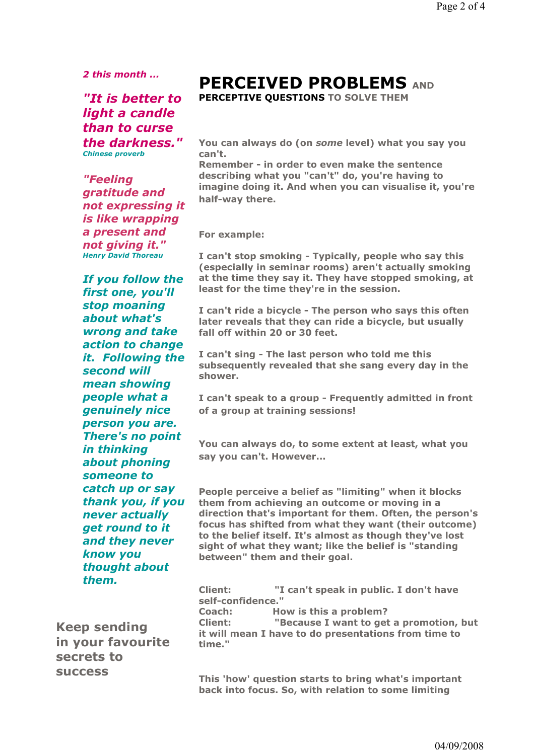*2 this month ...*

***"It is better to light a candle than to curse the darkness."***
***Chinese proverb***

***"Feeling gratitude and not expressing it is like wrapping a present and not giving it."***
***Henry David Thoreau***

***If you follow the first one, you'll stop moaning about what's wrong and take action to change it. Following the second will mean showing people what a genuinely nice person you are. There's no point in thinking about phoning someone to catch up or say thank you, if you never actually get round to it and they never know you thought about them.***

**Keep sending in your favourite secrets to success**

# PERCEIVED PROBLEMS AND

**PERCEPTIVE QUESTIONS TO SOLVE THEM**

**You can always do (on *some* level) what you say you can't.**
**Remember - in order to even make the sentence describing what you "can't" do, you're having to imagine doing it. And when you can visualise it, you're half-way there.**

**For example:**

**I can't stop smoking - Typically, people who say this (especially in seminar rooms) aren't actually smoking at the time they say it. They have stopped smoking, at least for the time they're in the session.**

**I can't ride a bicycle - The person who says this often later reveals that they can ride a bicycle, but usually fall off within 20 or 30 feet.**

**I can't sing - The last person who told me this subsequently revealed that she sang every day in the shower.**

**I can't speak to a group - Frequently admitted in front of a group at training sessions!**

**You can always do, to some extent at least, what you say you can't. However...**

**People perceive a belief as "limiting" when it blocks them from achieving an outcome or moving in a direction that's important for them. Often, the person's focus has shifted from what they want (their outcome) to the belief itself. It's almost as though they've lost sight of what they want; like the belief is "standing between" them and their goal.**

**Client: "I can't speak in public. I don't have self-confidence."**
**Coach: How is this a problem?**
**Client: "Because I want to get a promotion, but it will mean I have to do presentations from time to time."**

**This 'how' question starts to bring what's important back into focus. So, with relation to some limiting**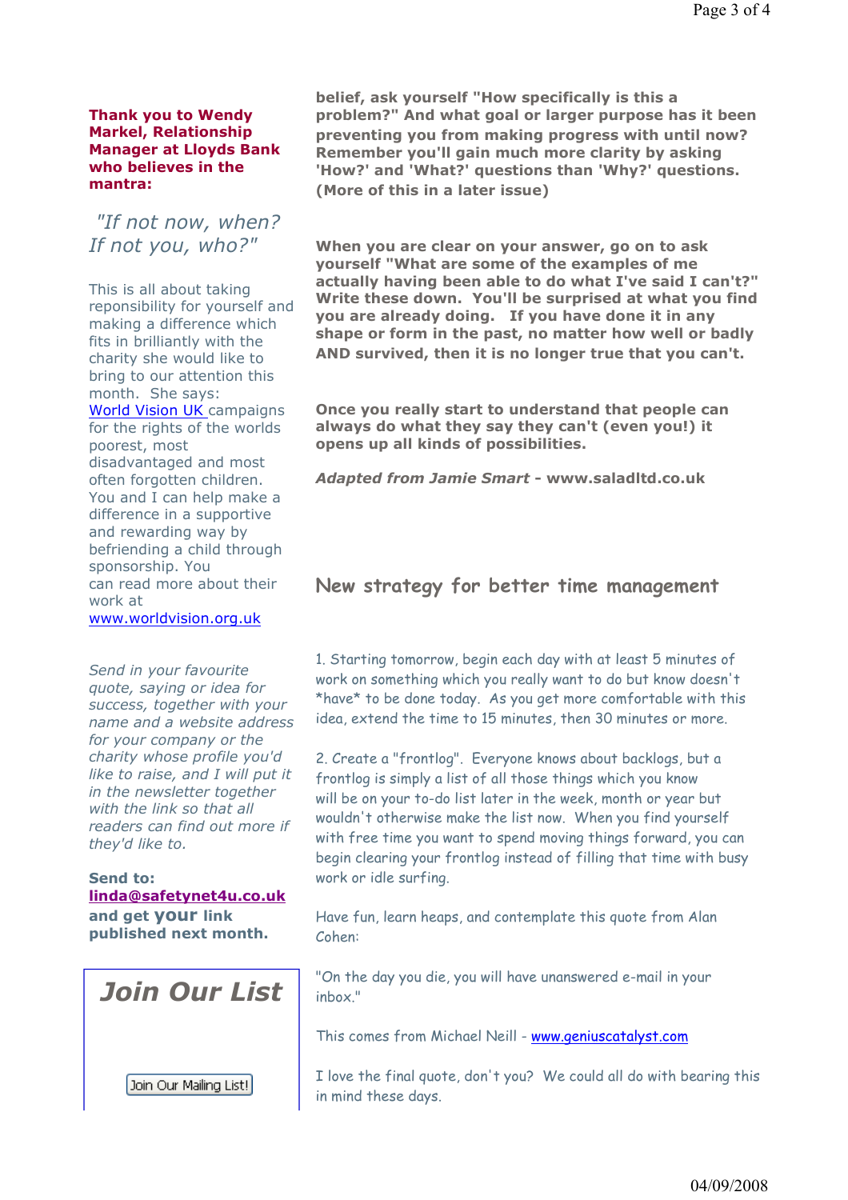**Thank you to Wendy Markel, Relationship Manager at Lloyds Bank who believes in the mantra:**

*"If not now, when? If not you, who?"*

This is all about taking reponsibility for yourself and making a difference which fits in brilliantly with the charity she would like to bring to our attention this month. She says: World Vision UK campaigns for the rights of the worlds poorest, most disadvantaged and most often forgotten children. You and I can help make a difference in a supportive and rewarding way by befriending a child through sponsorship. You can read more about their work at www.worldvision.org.uk

*Send in your favourite quote, saying or idea for success, together with your name and a website address for your company or the charity whose profile you'd like to raise, and I will put it in the newsletter together with the link so that all readers can find out more if they'd like to.*

**Send to: linda@safetynet4u.co.uk and get your link published next month.**

## Join Our List

Join Our Mailing List!

**belief, ask yourself "How specifically is this a problem?" And what goal or larger purpose has it been preventing you from making progress with until now? Remember you'll gain much more clarity by asking 'How?' and 'What?' questions than 'Why?' questions. (More of this in a later issue)**

**When you are clear on your answer, go on to ask yourself "What are some of the examples of me actually having been able to do what I've said I can't?" Write these down. You'll be surprised at what you find you are already doing. If you have done it in any shape or form in the past, no matter how well or badly AND survived, then it is no longer true that you can't.**

**Once you really start to understand that people can always do what they say they can't (even you!) it opens up all kinds of possibilities.**

***Adapted from Jamie Smart* - www.saladltd.co.uk**

## New strategy for better time management

1. Starting tomorrow, begin each day with at least 5 minutes of work on something which you really want to do but know doesn't *have* to be done today. As you get more comfortable with this idea, extend the time to 15 minutes, then 30 minutes or more.

2. Create a "frontlog". Everyone knows about backlogs, but a frontlog is simply a list of all those things which you know will be on your to-do list later in the week, month or year but wouldn't otherwise make the list now. When you find yourself with free time you want to spend moving things forward, you can begin clearing your frontlog instead of filling that time with busy work or idle surfing.

Have fun, learn heaps, and contemplate this quote from Alan Cohen:

"On the day you die, you will have unanswered e-mail in your inbox."

This comes from Michael Neill - www.geniuscatalyst.com

I love the final quote, don't you? We could all do with bearing this in mind these days.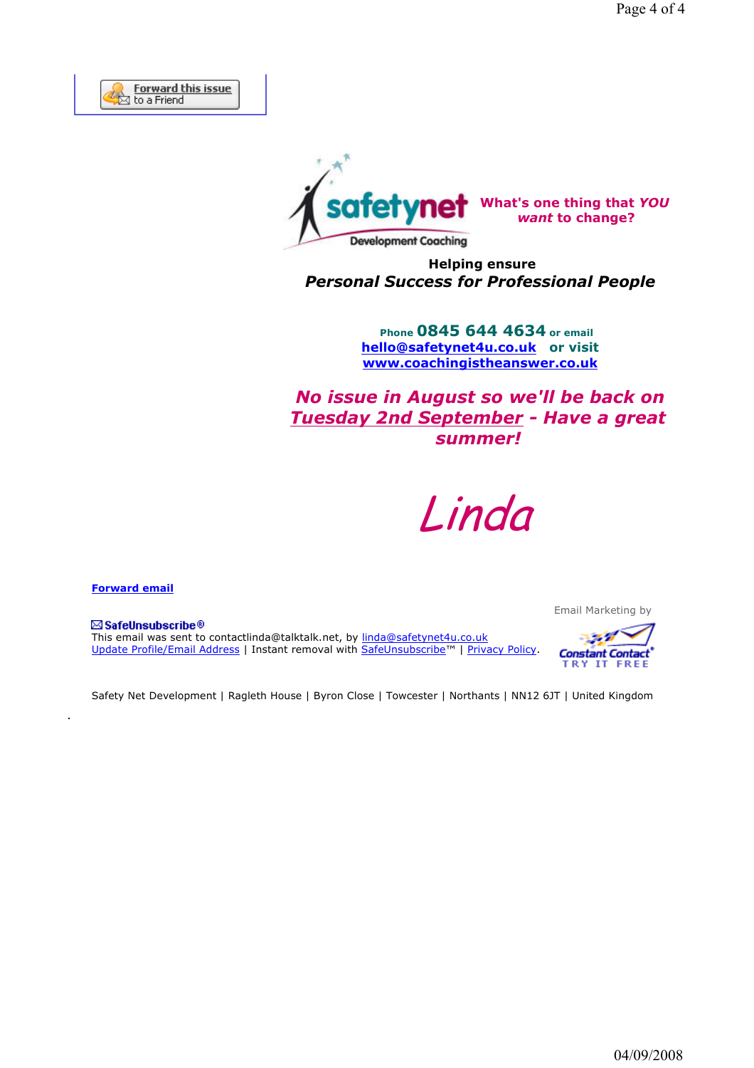Forward this issue to a Friend

safetynet Development Coaching

**What's one thing that *YOU want* to change?**

**Helping ensure**
***Personal Success for Professional People***

**Phone 0845 644 4634 or email hello@safetynet4u.co.uk or visit www.coachingistheanswer.co.uk**

***No issue in August so we'll be back on Tuesday 2nd September - Have a great summer!***

*Linda*

**Forward email**

Email Marketing by

**SafeUnsubscribe®**
This email was sent to contactlinda@talktalk.net, by linda@safetynet4u.co.uk
Update Profile/Email Address | Instant removal with SafeUnsubscribe™ | Privacy Policy.

Constant Contact TRY IT FREE

Safety Net Development | Ragleth House | Byron Close | Towcester | Northants | NN12 6JT | United Kingdom

04/09/2008